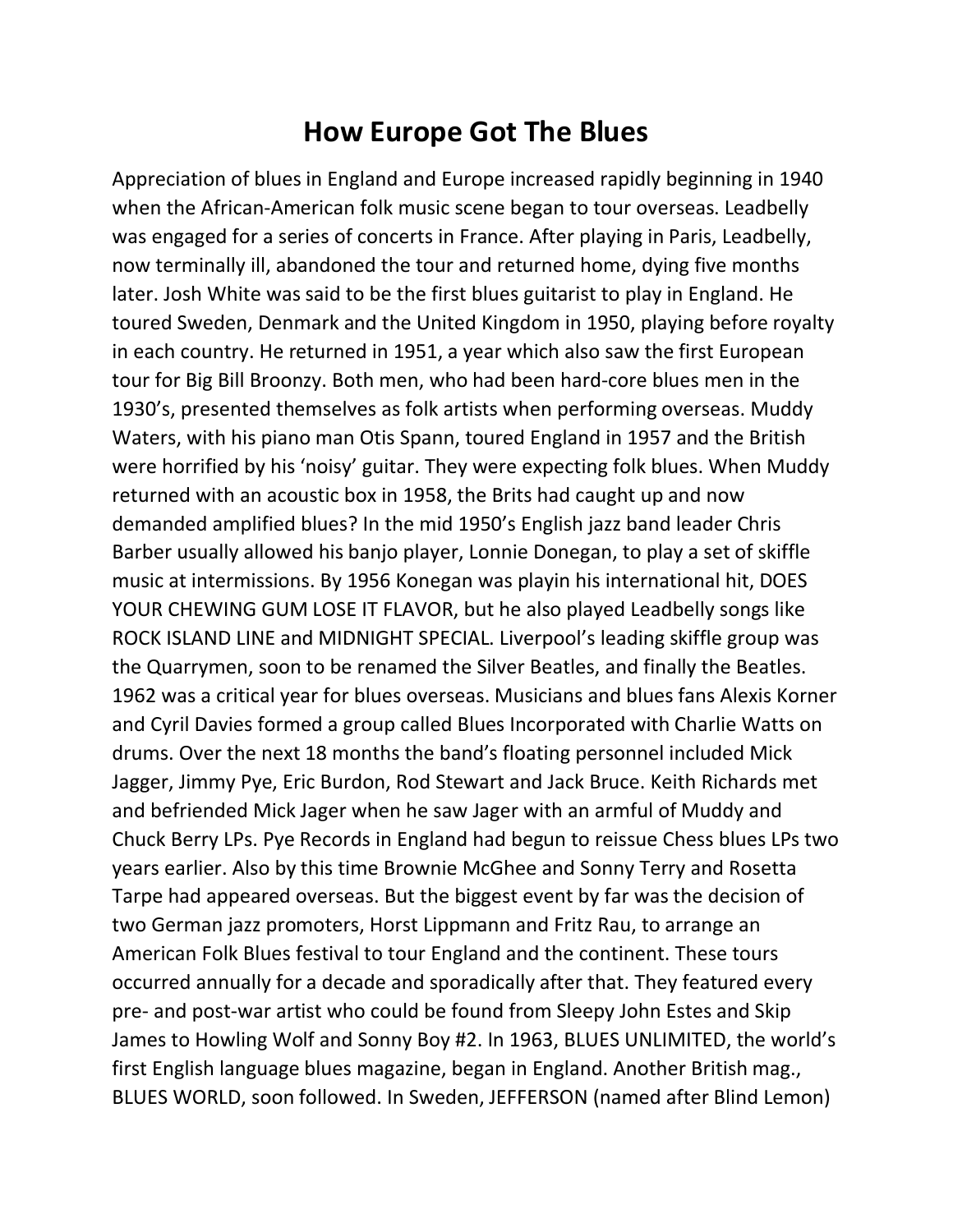# How Europe Got The Blues

Appreciation of blues in England and Europe increased rapidly beginning in 1940 when the African-American folk music scene began to tour overseas. Leadbelly was engaged for a series of concerts in France. After playing in Paris, Leadbelly, now terminally ill, abandoned the tour and returned home, dying five months later. Josh White was said to be the first blues guitarist to play in England. He toured Sweden, Denmark and the United Kingdom in 1950, playing before royalty in each country. He returned in 1951, a year which also saw the first European tour for Big Bill Broonzy. Both men, who had been hard-core blues men in the 1930's, presented themselves as folk artists when performing overseas. Muddy Waters, with his piano man Otis Spann, toured England in 1957 and the British were horrified by his 'noisy' guitar. They were expecting folk blues. When Muddy returned with an acoustic box in 1958, the Brits had caught up and now demanded amplified blues? In the mid 1950's English jazz band leader Chris Barber usually allowed his banjo player, Lonnie Donegan, to play a set of skiffle music at intermissions. By 1956 Konegan was playin his international hit, DOES YOUR CHEWING GUM LOSE IT FLAVOR, but he also played Leadbelly songs like ROCK ISLAND LINE and MIDNIGHT SPECIAL. Liverpool's leading skiffle group was the Quarrymen, soon to be renamed the Silver Beatles, and finally the Beatles. 1962 was a critical year for blues overseas. Musicians and blues fans Alexis Korner and Cyril Davies formed a group called Blues Incorporated with Charlie Watts on drums. Over the next 18 months the band's floating personnel included Mick Jagger, Jimmy Pye, Eric Burdon, Rod Stewart and Jack Bruce. Keith Richards met and befriended Mick Jager when he saw Jager with an armful of Muddy and Chuck Berry LPs. Pye Records in England had begun to reissue Chess blues LPs two years earlier. Also by this time Brownie McGhee and Sonny Terry and Rosetta Tarpe had appeared overseas. But the biggest event by far was the decision of two German jazz promoters, Horst Lippmann and Fritz Rau, to arrange an American Folk Blues festival to tour England and the continent. These tours occurred annually for a decade and sporadically after that. They featured every pre- and post-war artist who could be found from Sleepy John Estes and Skip James to Howling Wolf and Sonny Boy #2. In 1963, BLUES UNLIMITED, the world's first English language blues magazine, began in England. Another British mag., BLUES WORLD, soon followed. In Sweden, JEFFERSON (named after Blind Lemon)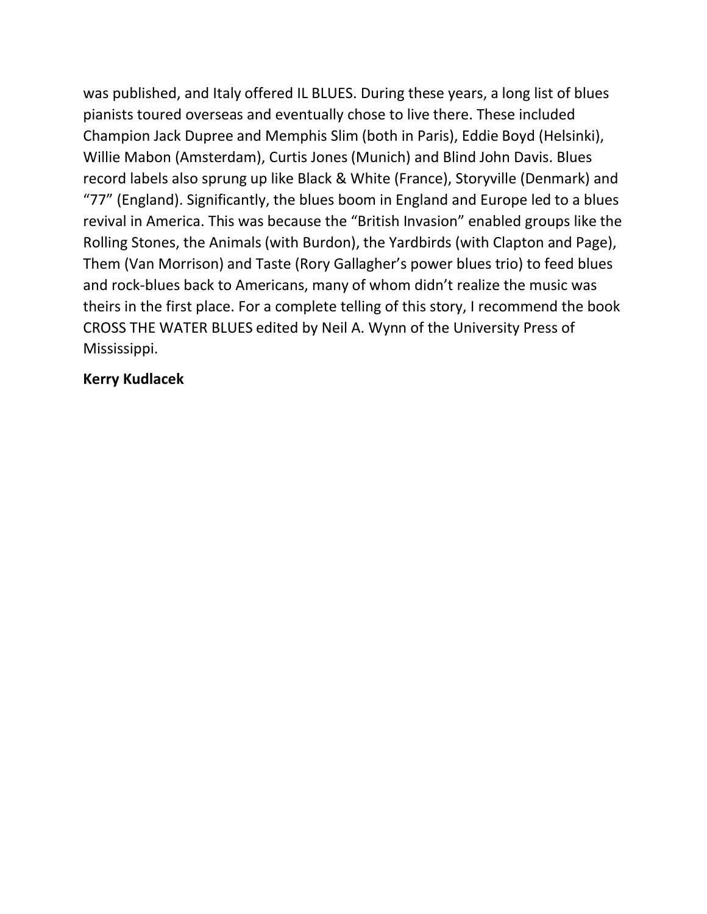was published, and Italy offered IL BLUES. During these years, a long list of blues pianists toured overseas and eventually chose to live there. These included Champion Jack Dupree and Memphis Slim (both in Paris), Eddie Boyd (Helsinki), Willie Mabon (Amsterdam), Curtis Jones (Munich) and Blind John Davis. Blues record labels also sprung up like Black & White (France), Storyville (Denmark) and "77" (England). Significantly, the blues boom in England and Europe led to a blues revival in America. This was because the "British Invasion" enabled groups like the Rolling Stones, the Animals (with Burdon), the Yardbirds (with Clapton and Page), Them (Van Morrison) and Taste (Rory Gallagher's power blues trio) to feed blues and rock-blues back to Americans, many of whom didn't realize the music was theirs in the first place. For a complete telling of this story, I recommend the book CROSS THE WATER BLUES edited by Neil A. Wynn of the University Press of Mississippi.

**Kerry Kudlacek**